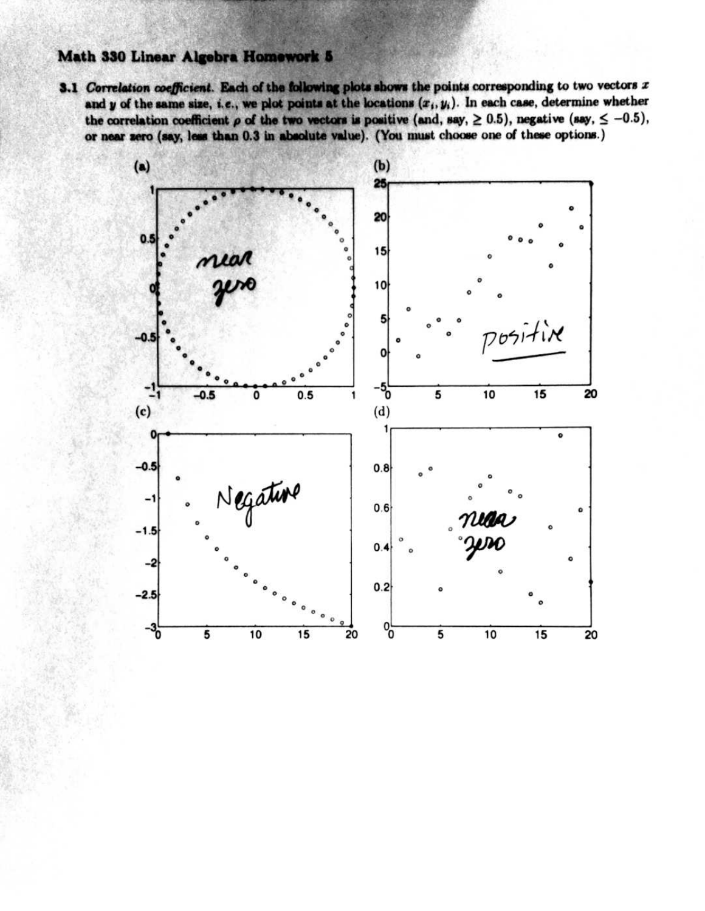# Math 330 Linear Algebra Homework 5

**3.1** *Correlation coefficient.* Each of the following plots shows the points corresponding to two vectors $x$ and $y$ of the same size, *i.e.*, we plot points at the locations $(x_i, y_i)$. In each case, determine whether the correlation coefficient $\rho$ of the two vectors is positive (and, say, $\geq 0.5$), negative (say, $\leq -0.5$), or near zero (say, less than 0.3 in absolute value). (You must choose one of these options.)

(a)

1
0.5
0
-0.5
-1
-1 -0.5 0 0.5 1

near zero

(b)

25
20
15
10
5
0
-5
0 5 10 15 20

positive

(c)

0
-0.5
-1
-1.5
-2
-2.5
-3
0 5 10 15 20

Negative

(d)

1
0.8
0.6
0.4
0.2
0
0 5 10 15 20

near zero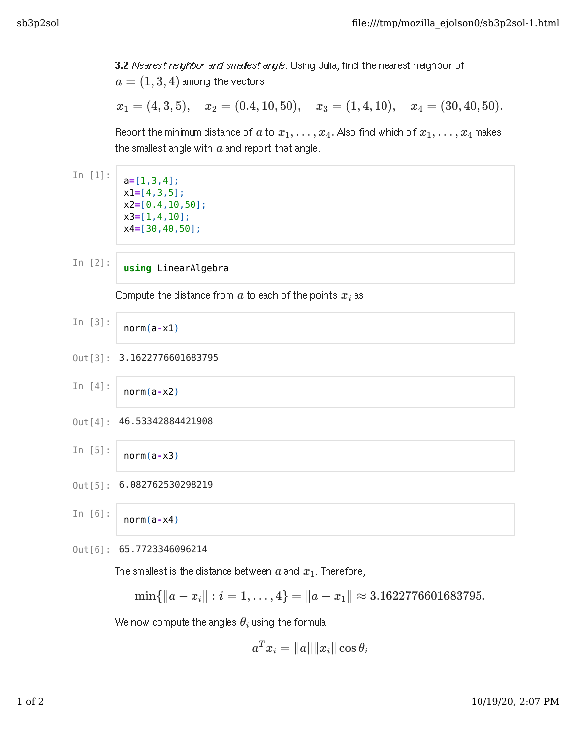**3.2** *Nearest neighbor and smallest angle.* Using Julia, find the nearest neighbor of $a = (1, 3, 4)$ among the vectors

$$x_1 = (4, 3, 5), \quad x_2 = (0.4, 10, 50), \quad x_3 = (1, 4, 10), \quad x_4 = (30, 40, 50).$$

Report the minimum distance of $a$ to $x_1, \ldots, x_4$. Also find which of $x_1, \ldots, x_4$ makes the smallest angle with $a$ and report that angle.

In [1]:
```
a=[1,3,4];
x1=[4,3,5];
x2=[0.4,10,50];
x3=[1,4,10];
x4=[30,40,50];
```

In [2]:
```
using LinearAlgebra
```

Compute the distance from $a$ to each of the points $x_i$ as

In [3]:
```
norm(a-x1)
```

Out[3]: 3.1622776601683795

In [4]:
```
norm(a-x2)
```

Out[4]: 46.53342884421908

In [5]:
```
norm(a-x3)
```

Out[5]: 6.082762530298219

In [6]:
```
norm(a-x4)
```

Out[6]: 65.7723346096214

The smallest is the distance between $a$ and $x_1$. Therefore,

$$\min\{\|a - x_i\| : i = 1, \ldots, 4\} = \|a - x_1\| \approx 3.1622776601683795.$$

We now compute the angles $\theta_i$ using the formula

$$a^T x_i = \|a\| \|x_i\| \cos \theta_i$$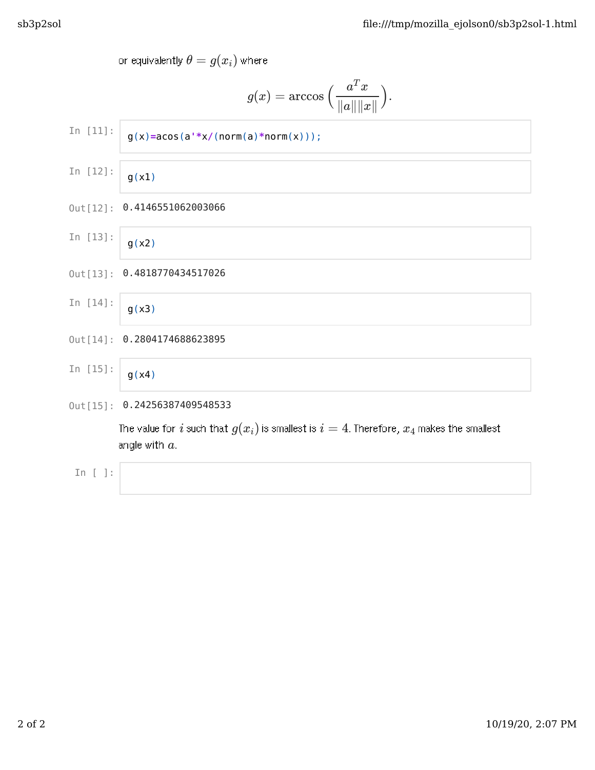or equivalently $\theta = g(x_i)$ where

$$g(x) = \arccos\left(\frac{a^T x}{\|a\|\|x\|}\right).$$

In [11]:
```
g(x)=acos(a'*x/(norm(a)*norm(x)));
```

In [12]:
```
g(x1)
```

Out[12]:
```
0.4146551062003066
```

In [13]:
```
g(x2)
```

Out[13]:
```
0.4818770434517026
```

In [14]:
```
g(x3)
```

Out[14]:
```
0.2804174688623895
```

In [15]:
```
g(x4)
```

Out[15]:
```
0.24256387409548533
```

The value for $i$ such that $g(x_i)$ is smallest is $i = 4$. Therefore, $x_4$ makes the smallest angle with $a$.

In [ ]: